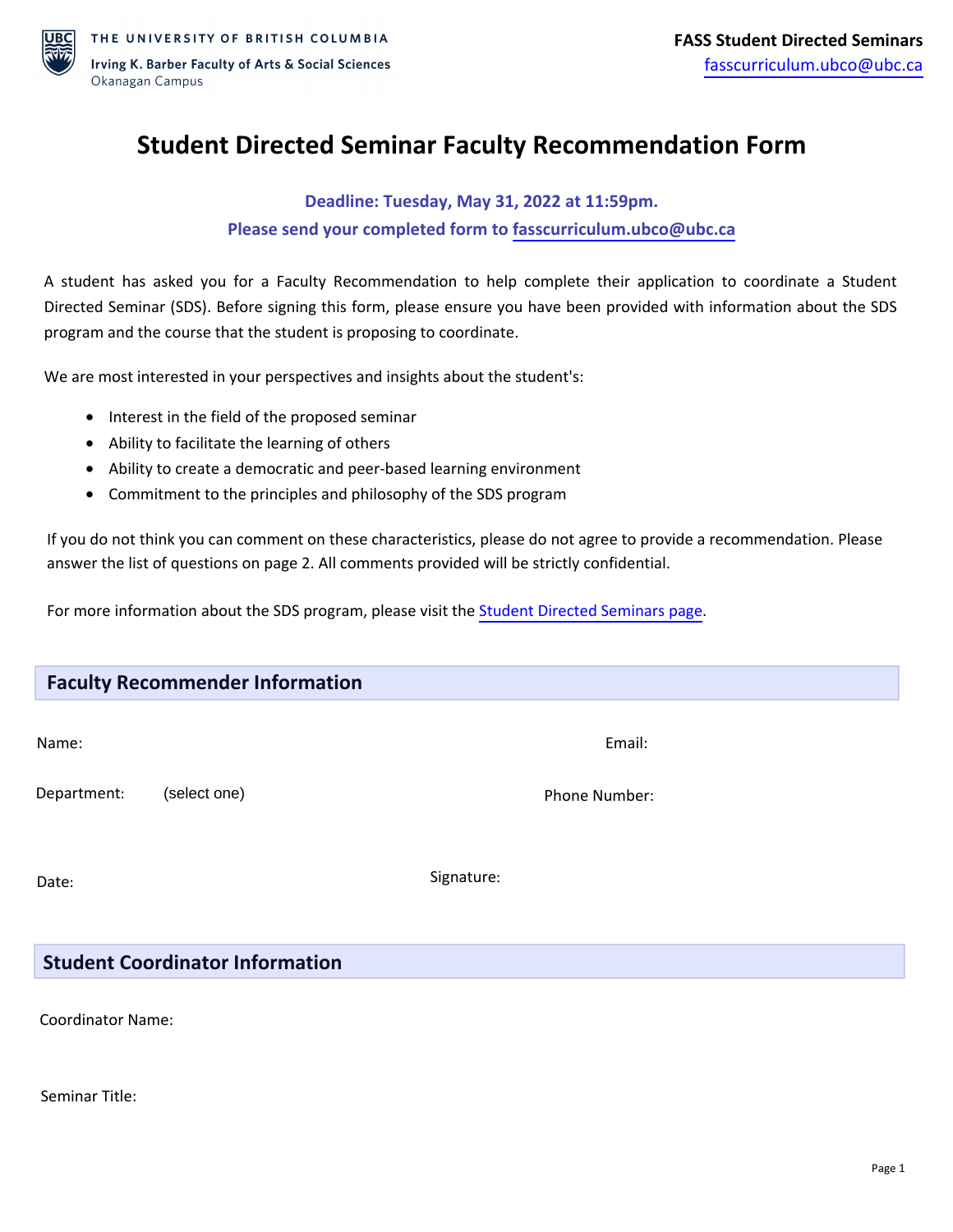THE UNIVERSITY OF BRITISH COLUMBIA
Irving K. Barber Faculty of Arts & Social Sciences
Okanagan Campus

**FASS Student Directed Seminars**
fasscurriculum.ubco@ubc.ca

# Student Directed Seminar Faculty Recommendation Form

**Deadline: Tuesday, May 31, 2022 at 11:59pm.**

**Please send your completed form to fasscurriculum.ubco@ubc.ca**

A student has asked you for a Faculty Recommendation to help complete their application to coordinate a Student Directed Seminar (SDS). Before signing this form, please ensure you have been provided with information about the SDS program and the course that the student is proposing to coordinate.

We are most interested in your perspectives and insights about the student's:

- Interest in the field of the proposed seminar
- Ability to facilitate the learning of others
- Ability to create a democratic and peer-based learning environment
- Commitment to the principles and philosophy of the SDS program

If you do not think you can comment on these characteristics, please do not agree to provide a recommendation. Please answer the list of questions on page 2. All comments provided will be strictly confidential.

For more information about the SDS program, please visit the Student Directed Seminars page.

## Faculty Recommender Information

Name:

Email:

Department: (select one)

Phone Number:

Date:

Signature:

## Student Coordinator Information

Coordinator Name:

Seminar Title: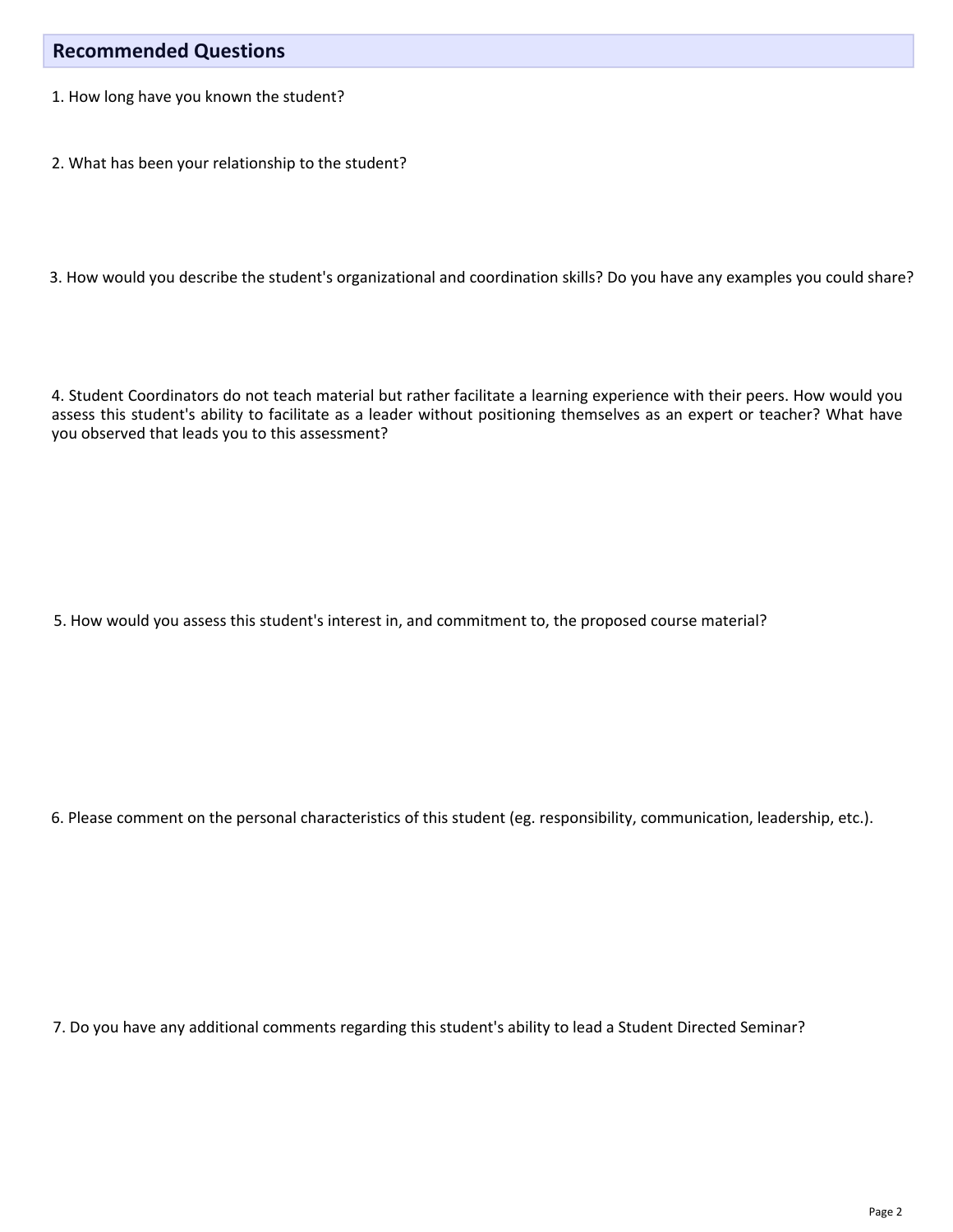## Recommended Questions

1. How long have you known the student?

2. What has been your relationship to the student?

3. How would you describe the student's organizational and coordination skills? Do you have any examples you could share?

4. Student Coordinators do not teach material but rather facilitate a learning experience with their peers. How would you assess this student's ability to facilitate as a leader without positioning themselves as an expert or teacher? What have you observed that leads you to this assessment?

5. How would you assess this student's interest in, and commitment to, the proposed course material?

6. Please comment on the personal characteristics of this student (eg. responsibility, communication, leadership, etc.).

7. Do you have any additional comments regarding this student's ability to lead a Student Directed Seminar?